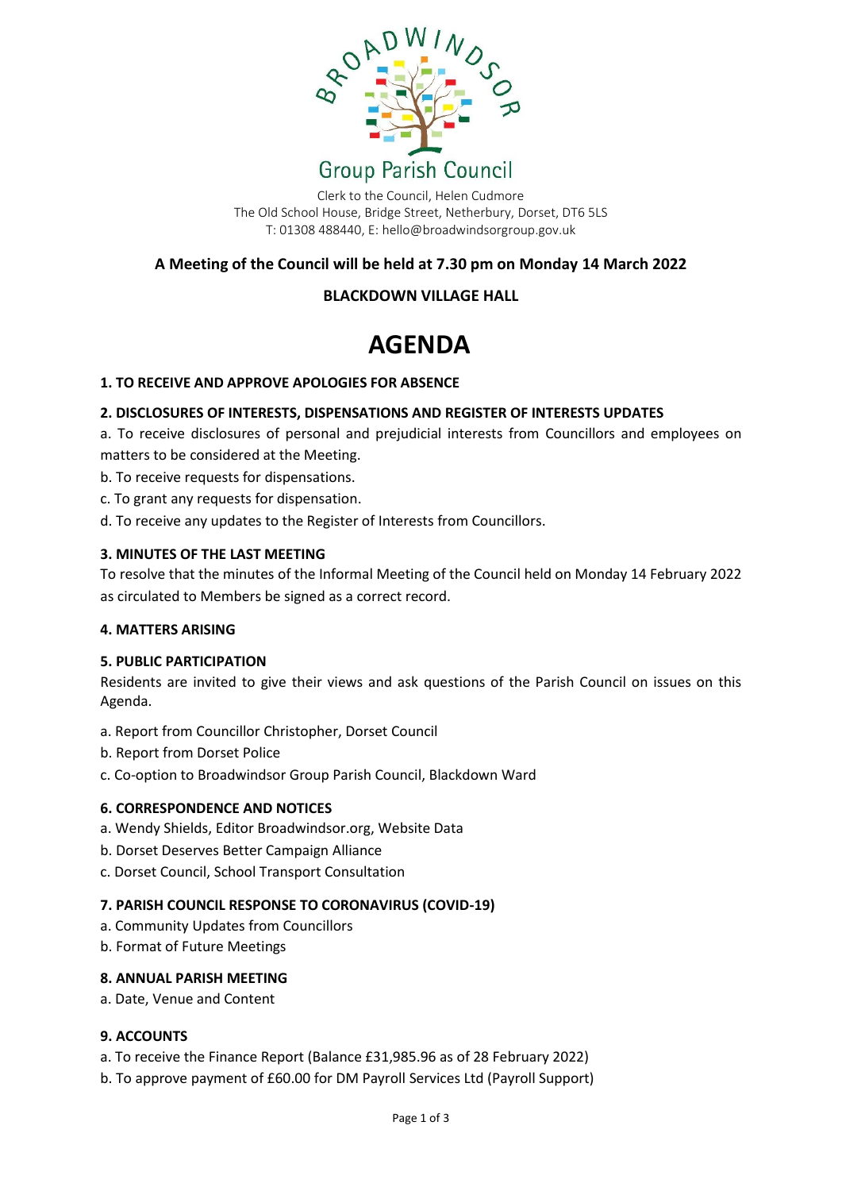# Broadwindsor Group Parish Council

Clerk to the Council, Helen Cudmore
The Old School House, Bridge Street, Netherbury, Dorset, DT6 5LS
T: 01308 488440, E: hello@broadwindsorgroup.gov.uk

**A Meeting of the Council will be held at 7.30 pm on Monday 14 March 2022**

**BLACKDOWN VILLAGE HALL**

# AGENDA

### 1. TO RECEIVE AND APPROVE APOLOGIES FOR ABSENCE

### 2. DISCLOSURES OF INTERESTS, DISPENSATIONS AND REGISTER OF INTERESTS UPDATES

a. To receive disclosures of personal and prejudicial interests from Councillors and employees on matters to be considered at the Meeting.

b. To receive requests for dispensations.

c. To grant any requests for dispensation.

d. To receive any updates to the Register of Interests from Councillors.

### 3. MINUTES OF THE LAST MEETING

To resolve that the minutes of the Informal Meeting of the Council held on Monday 14 February 2022 as circulated to Members be signed as a correct record.

### 4. MATTERS ARISING

### 5. PUBLIC PARTICIPATION

Residents are invited to give their views and ask questions of the Parish Council on issues on this Agenda.

a. Report from Councillor Christopher, Dorset Council

b. Report from Dorset Police

c. Co-option to Broadwindsor Group Parish Council, Blackdown Ward

### 6. CORRESPONDENCE AND NOTICES

a. Wendy Shields, Editor Broadwindsor.org, Website Data

b. Dorset Deserves Better Campaign Alliance

c. Dorset Council, School Transport Consultation

### 7. PARISH COUNCIL RESPONSE TO CORONAVIRUS (COVID-19)

a. Community Updates from Councillors

b. Format of Future Meetings

### 8. ANNUAL PARISH MEETING

a. Date, Venue and Content

### 9. ACCOUNTS

a. To receive the Finance Report (Balance £31,985.96 as of 28 February 2022)

b. To approve payment of £60.00 for DM Payroll Services Ltd (Payroll Support)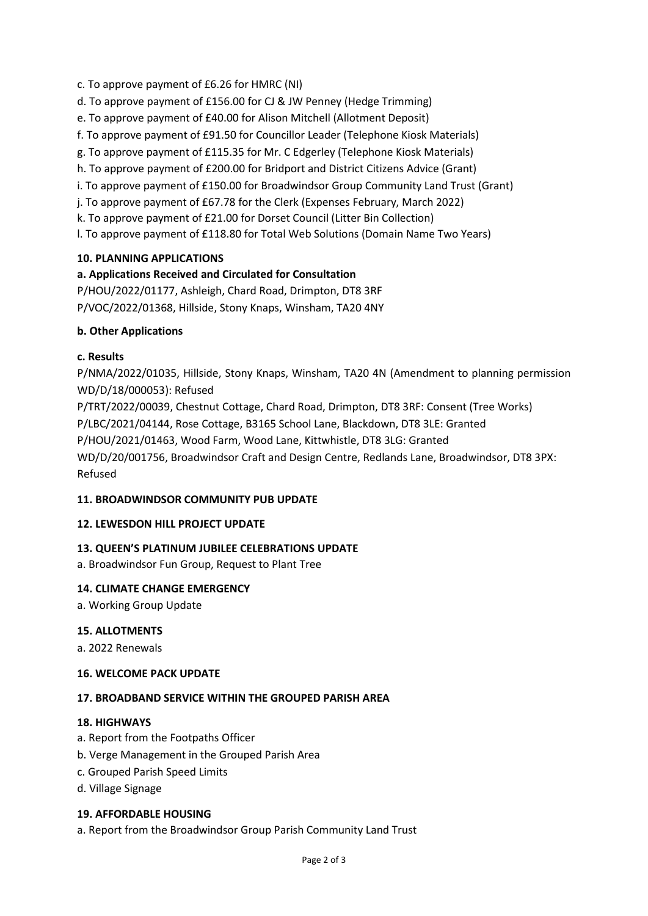c. To approve payment of £6.26 for HMRC (NI)

d. To approve payment of £156.00 for CJ & JW Penney (Hedge Trimming)

e. To approve payment of £40.00 for Alison Mitchell (Allotment Deposit)

f. To approve payment of £91.50 for Councillor Leader (Telephone Kiosk Materials)

g. To approve payment of £115.35 for Mr. C Edgerley (Telephone Kiosk Materials)

h. To approve payment of £200.00 for Bridport and District Citizens Advice (Grant)

i. To approve payment of £150.00 for Broadwindsor Group Community Land Trust (Grant)

j. To approve payment of £67.78 for the Clerk (Expenses February, March 2022)

k. To approve payment of £21.00 for Dorset Council (Litter Bin Collection)

l. To approve payment of £118.80 for Total Web Solutions (Domain Name Two Years)

**10. PLANNING APPLICATIONS**

**a. Applications Received and Circulated for Consultation**

P/HOU/2022/01177, Ashleigh, Chard Road, Drimpton, DT8 3RF

P/VOC/2022/01368, Hillside, Stony Knaps, Winsham, TA20 4NY

**b. Other Applications**

**c. Results**

P/NMA/2022/01035, Hillside, Stony Knaps, Winsham, TA20 4N (Amendment to planning permission WD/D/18/000053): Refused

P/TRT/2022/00039, Chestnut Cottage, Chard Road, Drimpton, DT8 3RF: Consent (Tree Works)

P/LBC/2021/04144, Rose Cottage, B3165 School Lane, Blackdown, DT8 3LE: Granted

P/HOU/2021/01463, Wood Farm, Wood Lane, Kittwhistle, DT8 3LG: Granted

WD/D/20/001756, Broadwindsor Craft and Design Centre, Redlands Lane, Broadwindsor, DT8 3PX: Refused

**11. BROADWINDSOR COMMUNITY PUB UPDATE**

**12. LEWESDON HILL PROJECT UPDATE**

**13. QUEEN'S PLATINUM JUBILEE CELEBRATIONS UPDATE**

a. Broadwindsor Fun Group, Request to Plant Tree

**14. CLIMATE CHANGE EMERGENCY**

a. Working Group Update

**15. ALLOTMENTS**

a. 2022 Renewals

**16. WELCOME PACK UPDATE**

**17. BROADBAND SERVICE WITHIN THE GROUPED PARISH AREA**

**18. HIGHWAYS**

a. Report from the Footpaths Officer

b. Verge Management in the Grouped Parish Area

c. Grouped Parish Speed Limits

d. Village Signage

**19. AFFORDABLE HOUSING**

a. Report from the Broadwindsor Group Parish Community Land Trust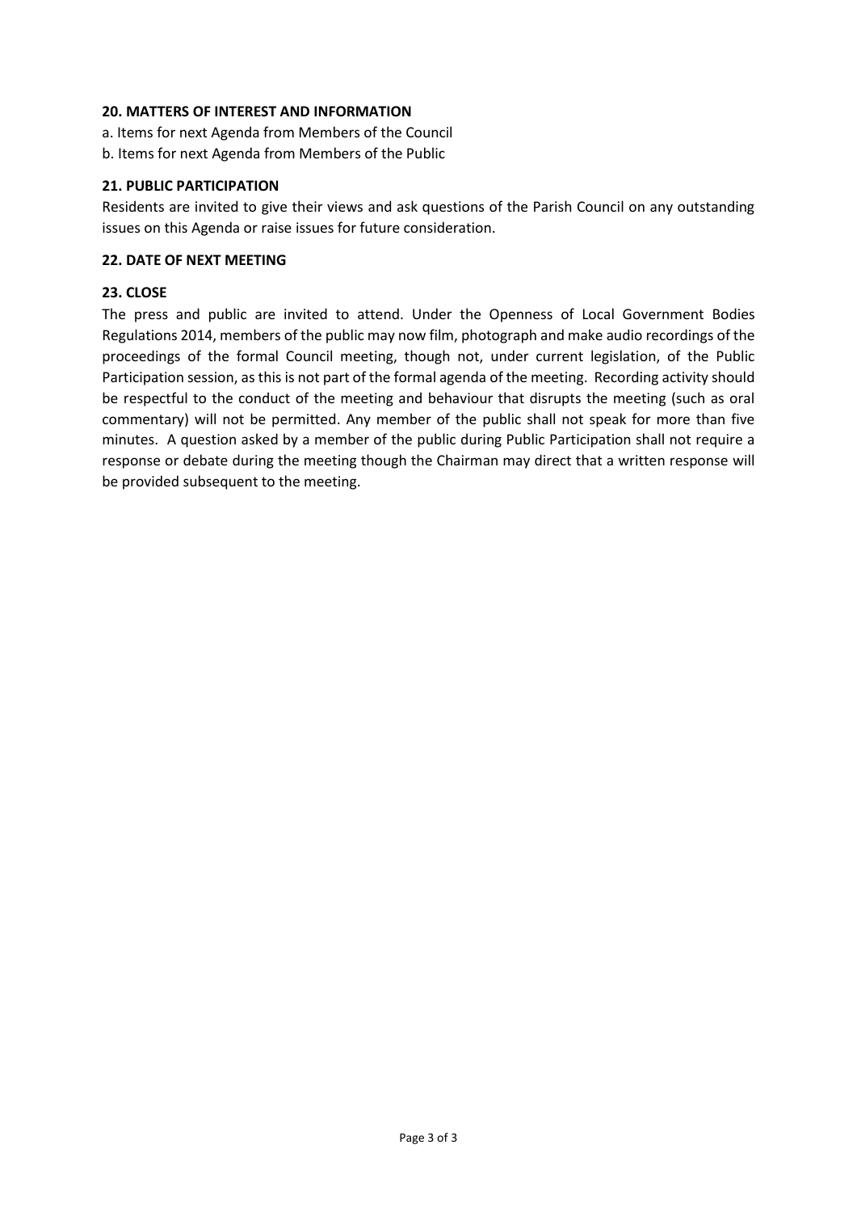**20. MATTERS OF INTEREST AND INFORMATION**

a. Items for next Agenda from Members of the Council

b. Items for next Agenda from Members of the Public

**21. PUBLIC PARTICIPATION**

Residents are invited to give their views and ask questions of the Parish Council on any outstanding issues on this Agenda or raise issues for future consideration.

**22. DATE OF NEXT MEETING**

**23. CLOSE**

The press and public are invited to attend. Under the Openness of Local Government Bodies Regulations 2014, members of the public may now film, photograph and make audio recordings of the proceedings of the formal Council meeting, though not, under current legislation, of the Public Participation session, as this is not part of the formal agenda of the meeting. Recording activity should be respectful to the conduct of the meeting and behaviour that disrupts the meeting (such as oral commentary) will not be permitted. Any member of the public shall not speak for more than five minutes. A question asked by a member of the public during Public Participation shall not require a response or debate during the meeting though the Chairman may direct that a written response will be provided subsequent to the meeting.